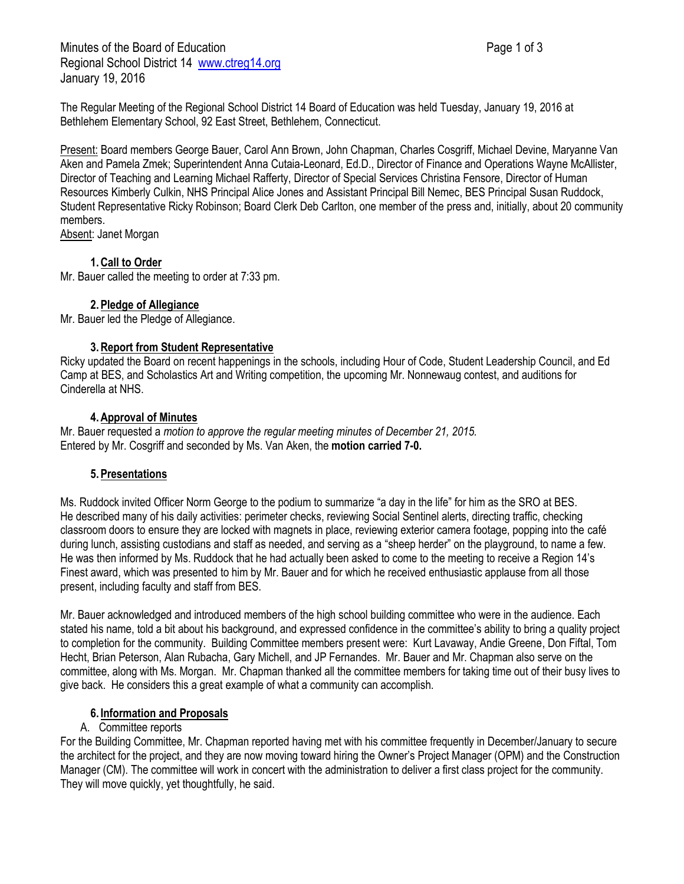Minutes of the Board of Education
Regional School District 14 www.ctreg14.org
January 19, 2016

The Regular Meeting of the Regional School District 14 Board of Education was held Tuesday, January 19, 2016 at Bethlehem Elementary School, 92 East Street, Bethlehem, Connecticut.

Present: Board members George Bauer, Carol Ann Brown, John Chapman, Charles Cosgriff, Michael Devine, Maryanne Van Aken and Pamela Zmek; Superintendent Anna Cutaia-Leonard, Ed.D., Director of Finance and Operations Wayne McAllister, Director of Teaching and Learning Michael Rafferty, Director of Special Services Christina Fensore, Director of Human Resources Kimberly Culkin, NHS Principal Alice Jones and Assistant Principal Bill Nemec, BES Principal Susan Ruddock, Student Representative Ricky Robinson; Board Clerk Deb Carlton, one member of the press and, initially, about 20 community members.
Absent: Janet Morgan

## 1. Call to Order

Mr. Bauer called the meeting to order at 7:33 pm.

## 2. Pledge of Allegiance

Mr. Bauer led the Pledge of Allegiance.

## 3. Report from Student Representative

Ricky updated the Board on recent happenings in the schools, including Hour of Code, Student Leadership Council, and Ed Camp at BES, and Scholastics Art and Writing competition, the upcoming Mr. Nonnewaug contest, and auditions for Cinderella at NHS.

## 4. Approval of Minutes

Mr. Bauer requested a *motion to approve the regular meeting minutes of December 21, 2015.*
Entered by Mr. Cosgriff and seconded by Ms. Van Aken, the **motion carried 7-0.**

## 5. Presentations

Ms. Ruddock invited Officer Norm George to the podium to summarize "a day in the life" for him as the SRO at BES. He described many of his daily activities: perimeter checks, reviewing Social Sentinel alerts, directing traffic, checking classroom doors to ensure they are locked with magnets in place, reviewing exterior camera footage, popping into the café during lunch, assisting custodians and staff as needed, and serving as a "sheep herder" on the playground, to name a few. He was then informed by Ms. Ruddock that he had actually been asked to come to the meeting to receive a Region 14's Finest award, which was presented to him by Mr. Bauer and for which he received enthusiastic applause from all those present, including faculty and staff from BES.

Mr. Bauer acknowledged and introduced members of the high school building committee who were in the audience. Each stated his name, told a bit about his background, and expressed confidence in the committee's ability to bring a quality project to completion for the community. Building Committee members present were: Kurt Lavaway, Andie Greene, Don Fiftal, Tom Hecht, Brian Peterson, Alan Rubacha, Gary Michell, and JP Fernandes. Mr. Bauer and Mr. Chapman also serve on the committee, along with Ms. Morgan. Mr. Chapman thanked all the committee members for taking time out of their busy lives to give back. He considers this a great example of what a community can accomplish.

## 6. Information and Proposals

A. Committee reports

For the Building Committee, Mr. Chapman reported having met with his committee frequently in December/January to secure the architect for the project, and they are now moving toward hiring the Owner's Project Manager (OPM) and the Construction Manager (CM). The committee will work in concert with the administration to deliver a first class project for the community. They will move quickly, yet thoughtfully, he said.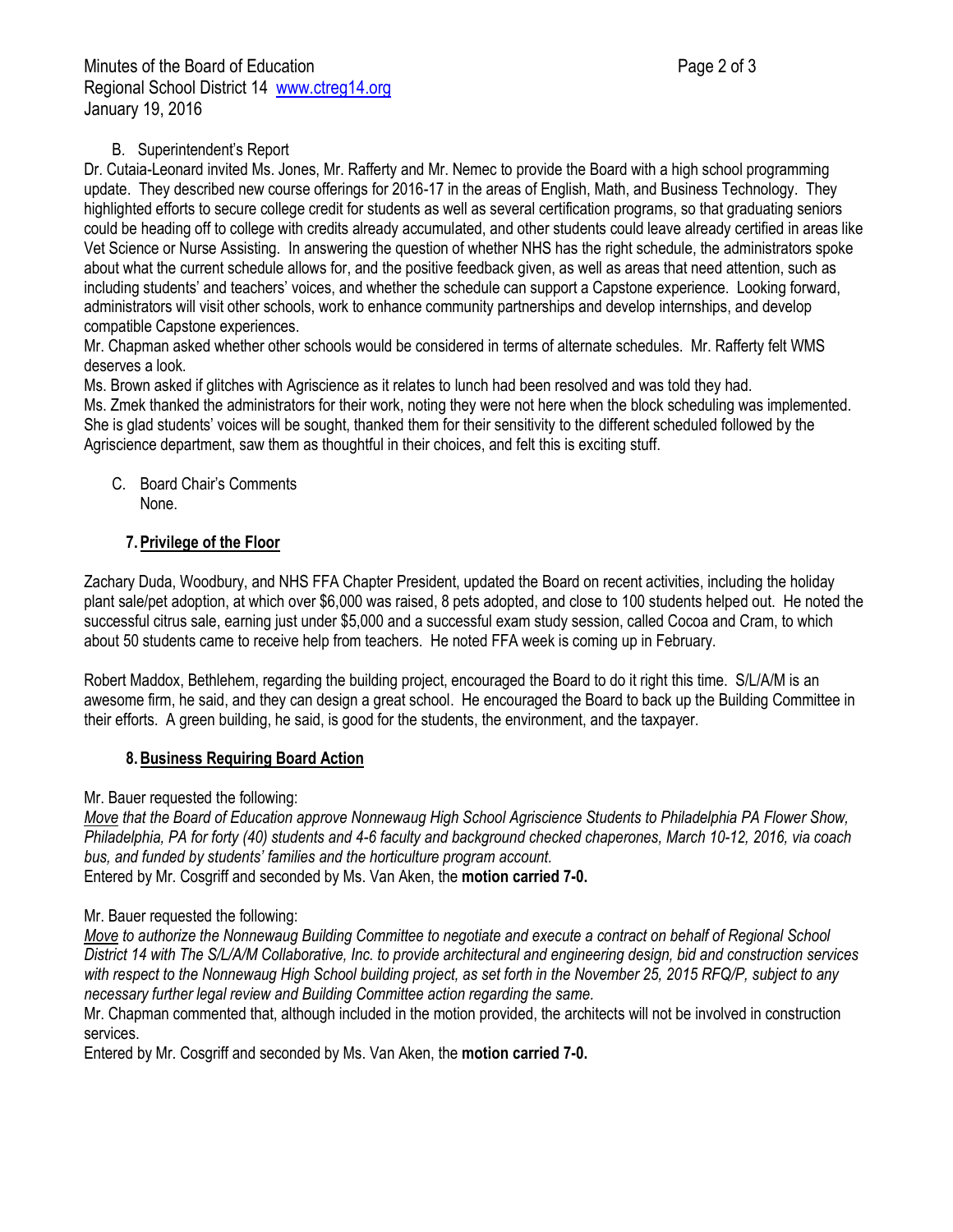B. Superintendent's Report

Dr. Cutaia-Leonard invited Ms. Jones, Mr. Rafferty and Mr. Nemec to provide the Board with a high school programming update. They described new course offerings for 2016-17 in the areas of English, Math, and Business Technology. They highlighted efforts to secure college credit for students as well as several certification programs, so that graduating seniors could be heading off to college with credits already accumulated, and other students could leave already certified in areas like Vet Science or Nurse Assisting. In answering the question of whether NHS has the right schedule, the administrators spoke about what the current schedule allows for, and the positive feedback given, as well as areas that need attention, such as including students' and teachers' voices, and whether the schedule can support a Capstone experience. Looking forward, administrators will visit other schools, work to enhance community partnerships and develop internships, and develop compatible Capstone experiences.

Mr. Chapman asked whether other schools would be considered in terms of alternate schedules. Mr. Rafferty felt WMS deserves a look.

Ms. Brown asked if glitches with Agriscience as it relates to lunch had been resolved and was told they had.

Ms. Zmek thanked the administrators for their work, noting they were not here when the block scheduling was implemented. She is glad students' voices will be sought, thanked them for their sensitivity to the different scheduled followed by the Agriscience department, saw them as thoughtful in their choices, and felt this is exciting stuff.

C. Board Chair's Comments

None.

## 7. Privilege of the Floor

Zachary Duda, Woodbury, and NHS FFA Chapter President, updated the Board on recent activities, including the holiday plant sale/pet adoption, at which over $6,000 was raised, 8 pets adopted, and close to 100 students helped out. He noted the successful citrus sale, earning just under $5,000 and a successful exam study session, called Cocoa and Cram, to which about 50 students came to receive help from teachers. He noted FFA week is coming up in February.

Robert Maddox, Bethlehem, regarding the building project, encouraged the Board to do it right this time. S/L/A/M is an awesome firm, he said, and they can design a great school. He encouraged the Board to back up the Building Committee in their efforts. A green building, he said, is good for the students, the environment, and the taxpayer.

## 8. Business Requiring Board Action

Mr. Bauer requested the following:

*Move that the Board of Education approve Nonnewaug High School Agriscience Students to Philadelphia PA Flower Show, Philadelphia, PA for forty (40) students and 4-6 faculty and background checked chaperones, March 10-12, 2016, via coach bus, and funded by students' families and the horticulture program account.*

Entered by Mr. Cosgriff and seconded by Ms. Van Aken, the **motion carried 7-0.**

Mr. Bauer requested the following:

*Move to authorize the Nonnewaug Building Committee to negotiate and execute a contract on behalf of Regional School District 14 with The S/L/A/M Collaborative, Inc. to provide architectural and engineering design, bid and construction services with respect to the Nonnewaug High School building project, as set forth in the November 25, 2015 RFQ/P, subject to any necessary further legal review and Building Committee action regarding the same.*

Mr. Chapman commented that, although included in the motion provided, the architects will not be involved in construction services.

Entered by Mr. Cosgriff and seconded by Ms. Van Aken, the **motion carried 7-0.**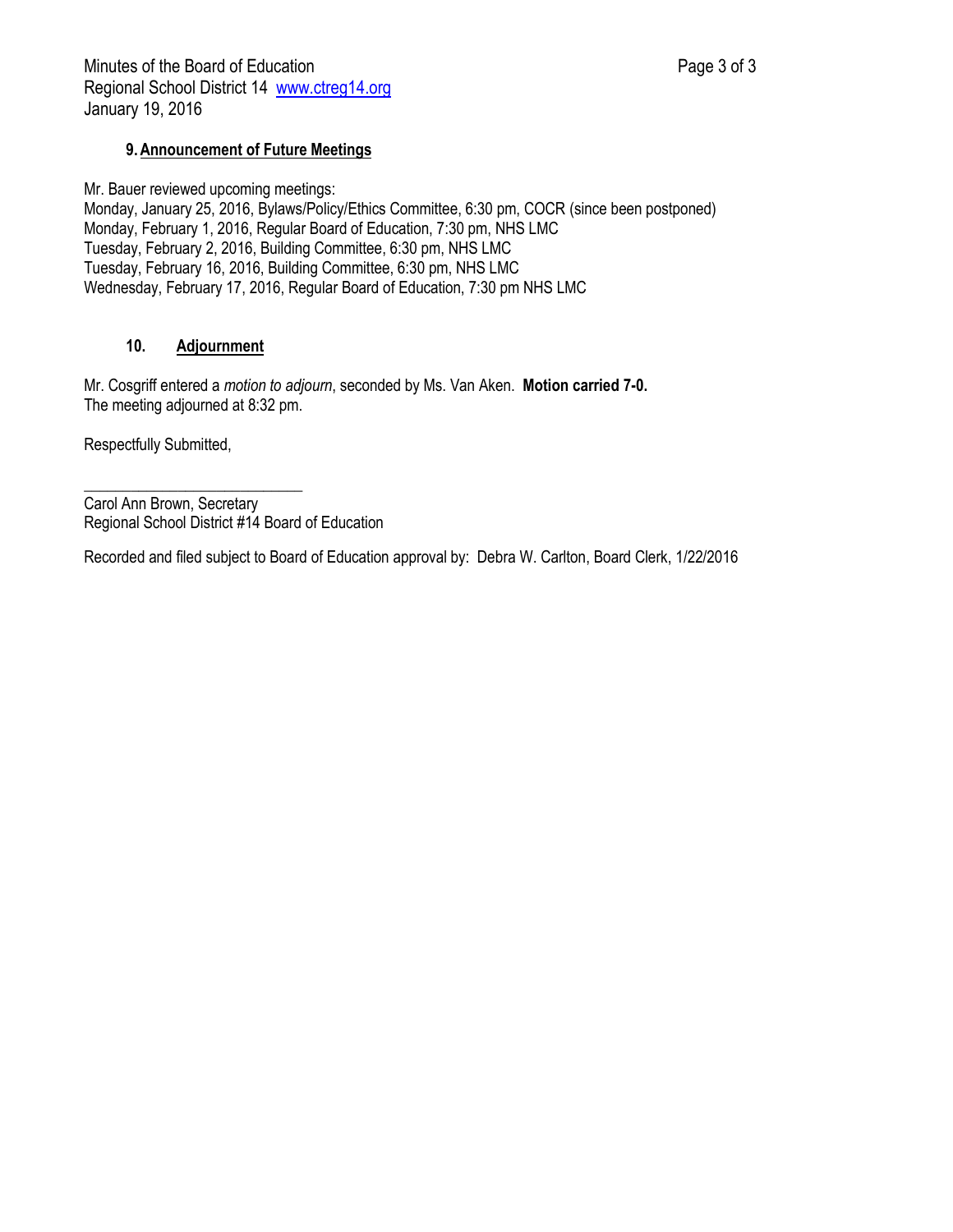### 9. Announcement of Future Meetings

Mr. Bauer reviewed upcoming meetings:
Monday, January 25, 2016, Bylaws/Policy/Ethics Committee, 6:30 pm, COCR (since been postponed)
Monday, February 1, 2016, Regular Board of Education, 7:30 pm, NHS LMC
Tuesday, February 2, 2016, Building Committee, 6:30 pm, NHS LMC
Tuesday, February 16, 2016, Building Committee, 6:30 pm, NHS LMC
Wednesday, February 17, 2016, Regular Board of Education, 7:30 pm NHS LMC

### 10. Adjournment

Mr. Cosgriff entered a *motion to adjourn*, seconded by Ms. Van Aken. **Motion carried 7-0.**
The meeting adjourned at 8:32 pm.

Respectfully Submitted,

____________________________
Carol Ann Brown, Secretary
Regional School District #14 Board of Education

Recorded and filed subject to Board of Education approval by: Debra W. Carlton, Board Clerk, 1/22/2016